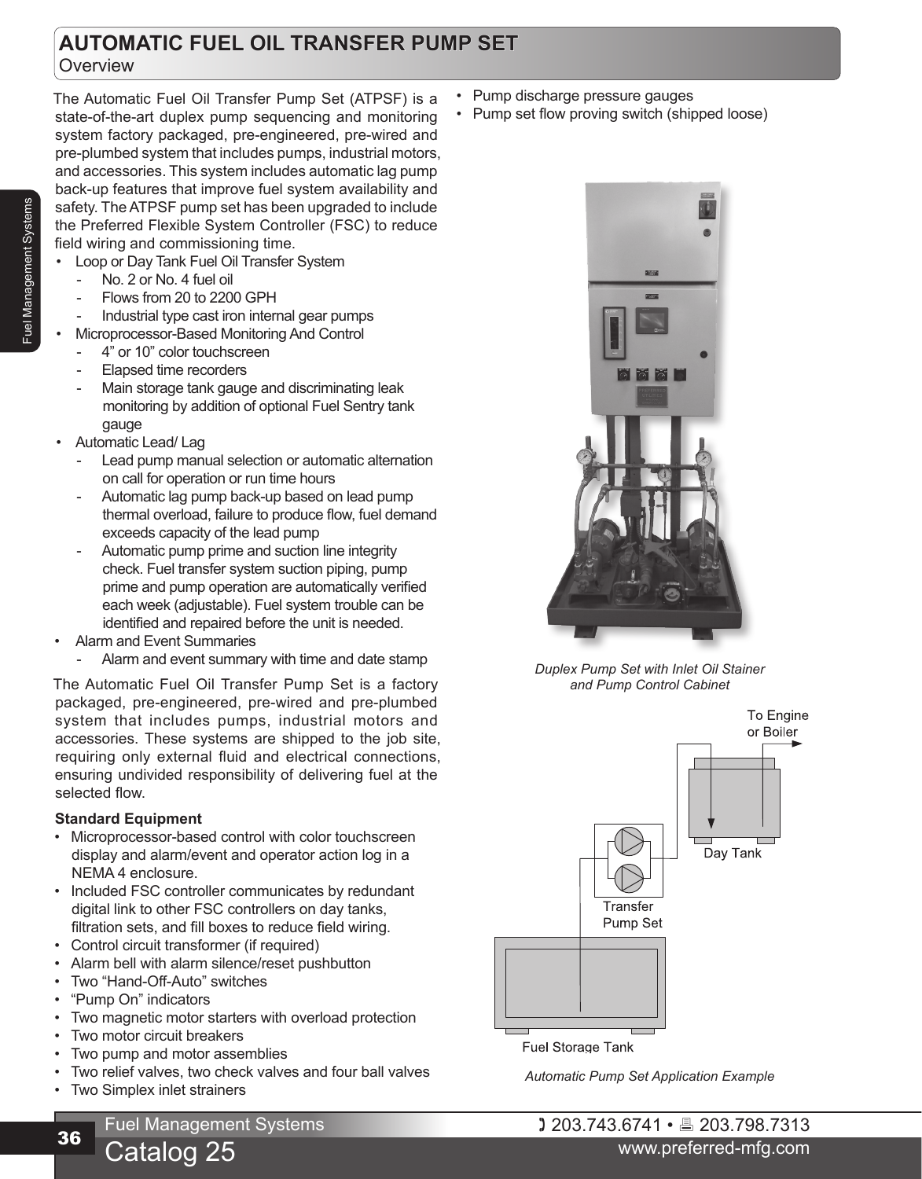# AUTOMATIC FUEL OIL TRANSFER PUMP SET

## Overview

The Automatic Fuel Oil Transfer Pump Set (ATPSF) is a state-of-the-art duplex pump sequencing and monitoring system factory packaged, pre-engineered, pre-wired and pre-plumbed system that includes pumps, industrial motors, and accessories. This system includes automatic lag pump back-up features that improve fuel system availability and safety. The ATPSF pump set has been upgraded to include the Preferred Flexible System Controller (FSC) to reduce field wiring and commissioning time.

- Loop or Day Tank Fuel Oil Transfer System
  - No. 2 or No. 4 fuel oil
  - Flows from 20 to 2200 GPH
  - Industrial type cast iron internal gear pumps
- Microprocessor-Based Monitoring And Control
  - 4" or 10" color touchscreen
  - Elapsed time recorders
  - Main storage tank gauge and discriminating leak monitoring by addition of optional Fuel Sentry tank gauge
- Automatic Lead/ Lag
  - Lead pump manual selection or automatic alternation on call for operation or run time hours
  - Automatic lag pump back-up based on lead pump thermal overload, failure to produce flow, fuel demand exceeds capacity of the lead pump
  - Automatic pump prime and suction line integrity check. Fuel transfer system suction piping, pump prime and pump operation are automatically verified each week (adjustable). Fuel system trouble can be identified and repaired before the unit is needed.
- Alarm and Event Summaries
  - Alarm and event summary with time and date stamp

The Automatic Fuel Oil Transfer Pump Set is a factory packaged, pre-engineered, pre-wired and pre-plumbed system that includes pumps, industrial motors and accessories. These systems are shipped to the job site, requiring only external fluid and electrical connections, ensuring undivided responsibility of delivering fuel at the selected flow.

**Standard Equipment**

- Microprocessor-based control with color touchscreen display and alarm/event and operator action log in a NEMA 4 enclosure.
- Included FSC controller communicates by redundant digital link to other FSC controllers on day tanks, filtration sets, and fill boxes to reduce field wiring.
- Control circuit transformer (if required)
- Alarm bell with alarm silence/reset pushbutton
- Two "Hand-Off-Auto" switches
- "Pump On" indicators
- Two magnetic motor starters with overload protection
- Two motor circuit breakers
- Two pump and motor assemblies
- Two relief valves, two check valves and four ball valves
- Two Simplex inlet strainers
- Pump discharge pressure gauges
- Pump set flow proving switch (shipped loose)

*Duplex Pump Set with Inlet Oil Stainer and Pump Control Cabinet*

To Engine or Boiler

Day Tank

Transfer Pump Set

Fuel Storage Tank

*Automatic Pump Set Application Example*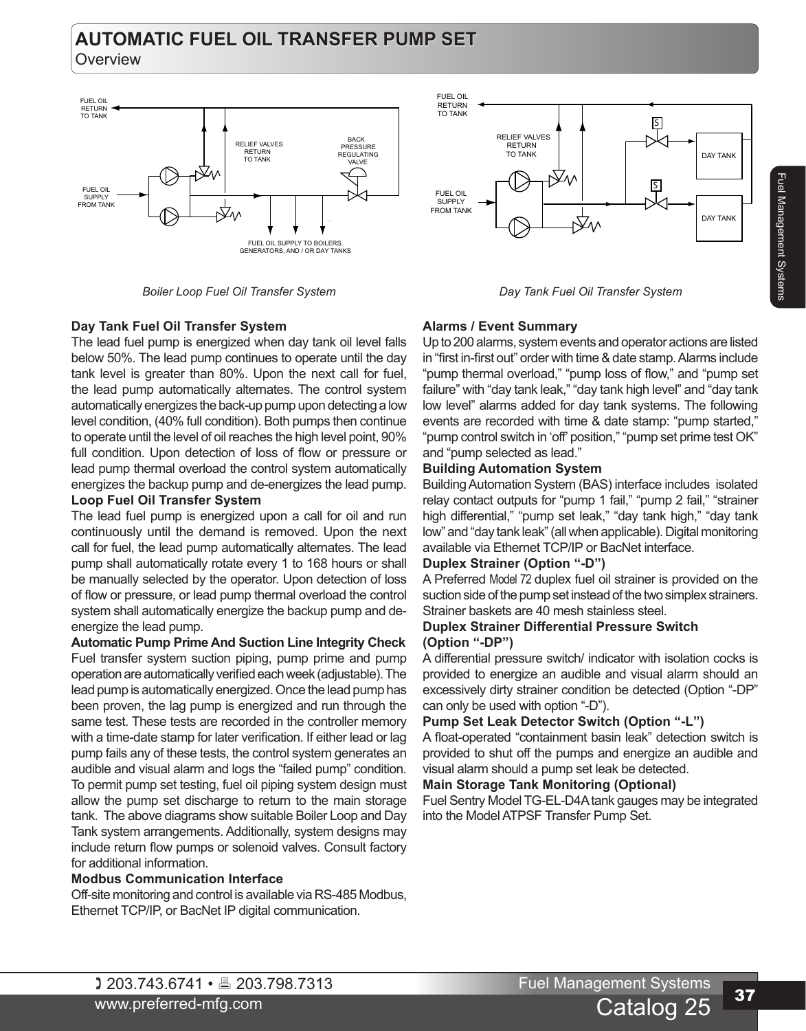# AUTOMATIC FUEL OIL TRANSFER PUMP SET

Overview

*Boiler Loop Fuel Oil Transfer System*

*Day Tank Fuel Oil Transfer System*

**Day Tank Fuel Oil Transfer System**

The lead fuel pump is energized when day tank oil level falls below 50%. The lead pump continues to operate until the day tank level is greater than 80%. Upon the next call for fuel, the lead pump automatically alternates. The control system automatically energizes the back-up pump upon detecting a low level condition, (40% full condition). Both pumps then continue to operate until the level of oil reaches the high level point, 90% full condition. Upon detection of loss of flow or pressure or lead pump thermal overload the control system automatically energizes the backup pump and de-energizes the lead pump.

**Loop Fuel Oil Transfer System**

The lead fuel pump is energized upon a call for oil and run continuously until the demand is removed. Upon the next call for fuel, the lead pump automatically alternates. The lead pump shall automatically rotate every 1 to 168 hours or shall be manually selected by the operator. Upon detection of loss of flow or pressure, or lead pump thermal overload the control system shall automatically energize the backup pump and de-energize the lead pump.

**Automatic Pump Prime And Suction Line Integrity Check**

Fuel transfer system suction piping, pump prime and pump operation are automatically verified each week (adjustable). The lead pump is automatically energized. Once the lead pump has been proven, the lag pump is energized and run through the same test. These tests are recorded in the controller memory with a time-date stamp for later verification. If either lead or lag pump fails any of these tests, the control system generates an audible and visual alarm and logs the "failed pump" condition. To permit pump set testing, fuel oil piping system design must allow the pump set discharge to return to the main storage tank. The above diagrams show suitable Boiler Loop and Day Tank system arrangements. Additionally, system designs may include return flow pumps or solenoid valves. Consult factory for additional information.

**Modbus Communication Interface**

Off-site monitoring and control is available via RS-485 Modbus, Ethernet TCP/IP, or BacNet IP digital communication.

**Alarms / Event Summary**

Up to 200 alarms, system events and operator actions are listed in "first in-first out" order with time & date stamp. Alarms include "pump thermal overload," "pump loss of flow," and "pump set failure" with "day tank leak," "day tank high level" and "day tank low level" alarms added for day tank systems. The following events are recorded with time & date stamp: "pump started," "pump control switch in 'off' position," "pump set prime test OK" and "pump selected as lead."

**Building Automation System**

Building Automation System (BAS) interface includes isolated relay contact outputs for "pump 1 fail," "pump 2 fail," "strainer high differential," "pump set leak," "day tank high," "day tank low" and "day tank leak" (all when applicable). Digital monitoring available via Ethernet TCP/IP or BacNet interface.

**Duplex Strainer (Option "-D")**

A Preferred Model 72 duplex fuel oil strainer is provided on the suction side of the pump set instead of the two simplex strainers. Strainer baskets are 40 mesh stainless steel.

**Duplex Strainer Differential Pressure Switch (Option "-DP")**

A differential pressure switch/ indicator with isolation cocks is provided to energize an audible and visual alarm should an excessively dirty strainer condition be detected (Option "-DP" can only be used with option "-D").

**Pump Set Leak Detector Switch (Option "-L")**

A float-operated "containment basin leak" detection switch is provided to shut off the pumps and energize an audible and visual alarm should a pump set leak be detected.

**Main Storage Tank Monitoring (Optional)**

Fuel Sentry Model TG-EL-D4A tank gauges may be integrated into the Model ATPSF Transfer Pump Set.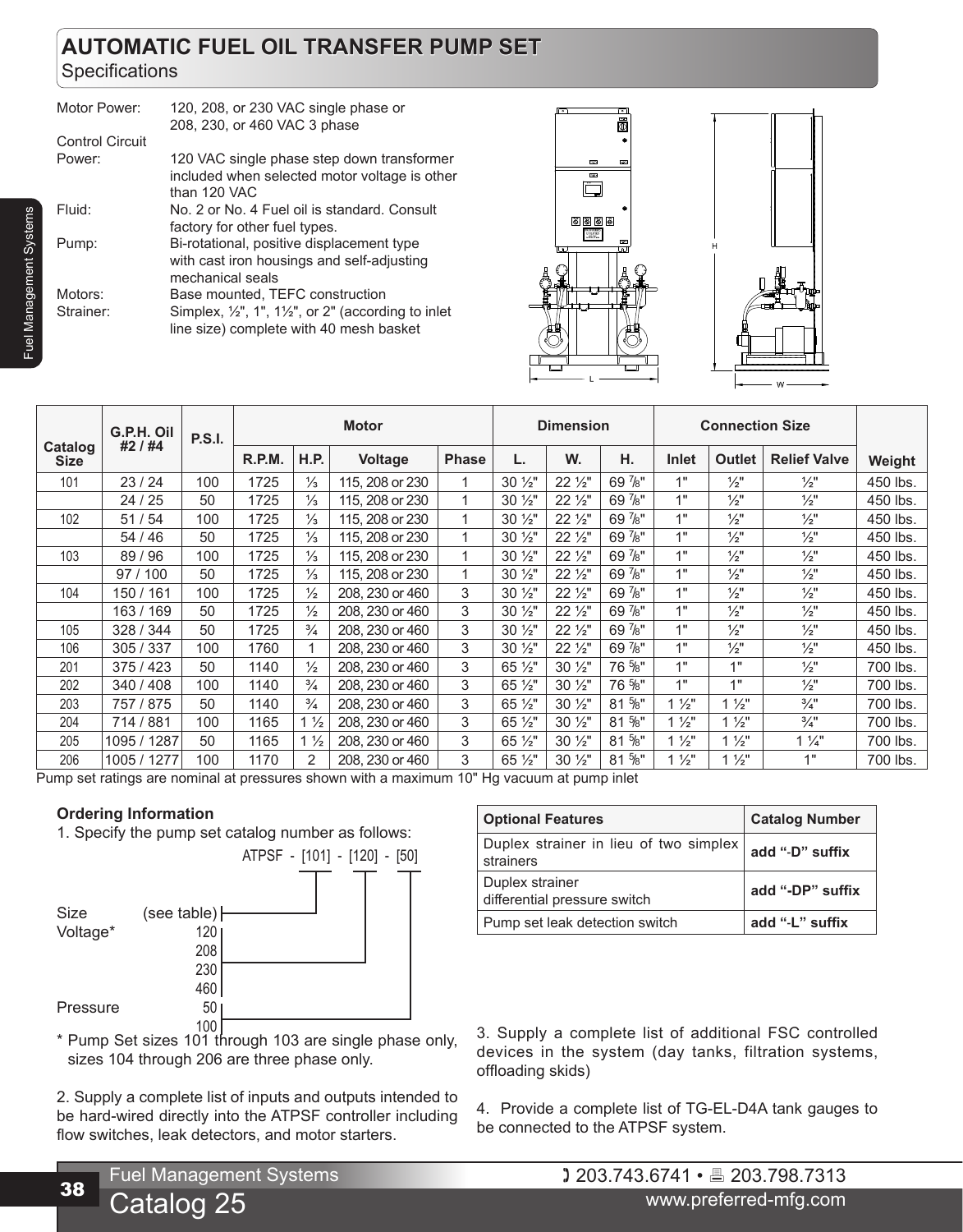# AUTOMATIC FUEL OIL TRANSFER PUMP SET

Specifications

| | |
|---|---|
| Motor Power: | 120, 208, or 230 VAC single phase or 208, 230, or 460 VAC 3 phase |
| Control Circuit Power: | 120 VAC single phase step down transformer included when selected motor voltage is other than 120 VAC |
| Fluid: | No. 2 or No. 4 Fuel oil is standard. Consult factory for other fuel types. |
| Pump: | Bi-rotational, positive displacement type with cast iron housings and self-adjusting mechanical seals |
| Motors: | Base mounted, TEFC construction |
| Strainer: | Simplex, ½", 1", 1½", or 2" (according to inlet line size) complete with 40 mesh basket |

| Catalog Size | G.P.H. Oil #2 / #4 | P.S.I. | Motor | | | | Dimension | | | Connection Size | | | Weight |
|---|---|---|---|---|---|---|---|---|---|---|---|---|---|
| | | | R.P.M. | H.P. | Voltage | Phase | L. | W. | H. | Inlet | Outlet | Relief Valve | |
| 101 | 23 / 24 | 100 | 1725 | ⅓ | 115, 208 or 230 | 1 | 30 ½" | 22 ½" | 69 ⅞" | 1" | ½" | ½" | 450 lbs. |
| | 24 / 25 | 50 | 1725 | ⅓ | 115, 208 or 230 | 1 | 30 ½" | 22 ½" | 69 ⅞" | 1" | ½" | ½" | 450 lbs. |
| 102 | 51 / 54 | 100 | 1725 | ⅓ | 115, 208 or 230 | 1 | 30 ½" | 22 ½" | 69 ⅞" | 1" | ½" | ½" | 450 lbs. |
| | 54 / 46 | 50 | 1725 | ⅓ | 115, 208 or 230 | 1 | 30 ½" | 22 ½" | 69 ⅞" | 1" | ½" | ½" | 450 lbs. |
| 103 | 89 / 96 | 100 | 1725 | ⅓ | 115, 208 or 230 | 1 | 30 ½" | 22 ½" | 69 ⅞" | 1" | ½" | ½" | 450 lbs. |
| | 97 / 100 | 50 | 1725 | ⅓ | 115, 208 or 230 | 1 | 30 ½" | 22 ½" | 69 ⅞" | 1" | ½" | ½" | 450 lbs. |
| 104 | 150 / 161 | 100 | 1725 | ½ | 208, 230 or 460 | 3 | 30 ½" | 22 ½" | 69 ⅞" | 1" | ½" | ½" | 450 lbs. |
| | 163 / 169 | 50 | 1725 | ½ | 208, 230 or 460 | 3 | 30 ½" | 22 ½" | 69 ⅞" | 1" | ½" | ½" | 450 lbs. |
| 105 | 328 / 344 | 50 | 1725 | ¾ | 208, 230 or 460 | 3 | 30 ½" | 22 ½" | 69 ⅞" | 1" | ½" | ½" | 450 lbs. |
| 106 | 305 / 337 | 100 | 1760 | 1 | 208, 230 or 460 | 3 | 30 ½" | 22 ½" | 69 ⅞" | 1" | ½" | ½" | 450 lbs. |
| 201 | 375 / 423 | 50 | 1140 | ½ | 208, 230 or 460 | 3 | 65 ½" | 30 ½" | 76 ⅝" | 1" | 1" | ½" | 700 lbs. |
| 202 | 340 / 408 | 100 | 1140 | ¾ | 208, 230 or 460 | 3 | 65 ½" | 30 ½" | 76 ⅝" | 1" | 1" | ½" | 700 lbs. |
| 203 | 757 / 875 | 50 | 1140 | ¾ | 208, 230 or 460 | 3 | 65 ½" | 30 ½" | 81 ⅝" | 1 ½" | 1 ½" | ¾" | 700 lbs. |
| 204 | 714 / 881 | 100 | 1165 | 1 ½ | 208, 230 or 460 | 3 | 65 ½" | 30 ½" | 81 ⅝" | 1 ½" | 1 ½" | ¾" | 700 lbs. |
| 205 | 1095 / 1287 | 50 | 1165 | 1 ½ | 208, 230 or 460 | 3 | 65 ½" | 30 ½" | 81 ⅝" | 1 ½" | 1 ½" | 1 ¼" | 700 lbs. |
| 206 | 1005 / 1277 | 100 | 1170 | 2 | 208, 230 or 460 | 3 | 65 ½" | 30 ½" | 81 ⅝" | 1 ½" | 1 ½" | 1" | 700 lbs. |

Pump set ratings are nominal at pressures shown with a maximum 10" Hg vacuum at pump inlet

**Ordering Information**

1. Specify the pump set catalog number as follows:

```
ATPSF - [101] - [120] - [50]

Size      (see table)
Voltage*  120
          208
          230
          460
Pressure  50
          100
```

\* Pump Set sizes 101 through 103 are single phase only, sizes 104 through 206 are three phase only.

2. Supply a complete list of inputs and outputs intended to be hard-wired directly into the ATPSF controller including flow switches, leak detectors, and motor starters.

| Optional Features | Catalog Number |
|---|---|
| Duplex strainer in lieu of two simplex strainers | add "-D" suffix |
| Duplex strainer differential pressure switch | add "-DP" suffix |
| Pump set leak detection switch | add "-L" suffix |

3. Supply a complete list of additional FSC controlled devices in the system (day tanks, filtration systems, offloading skids)

4. Provide a complete list of TG-EL-D4A tank gauges to be connected to the ATPSF system.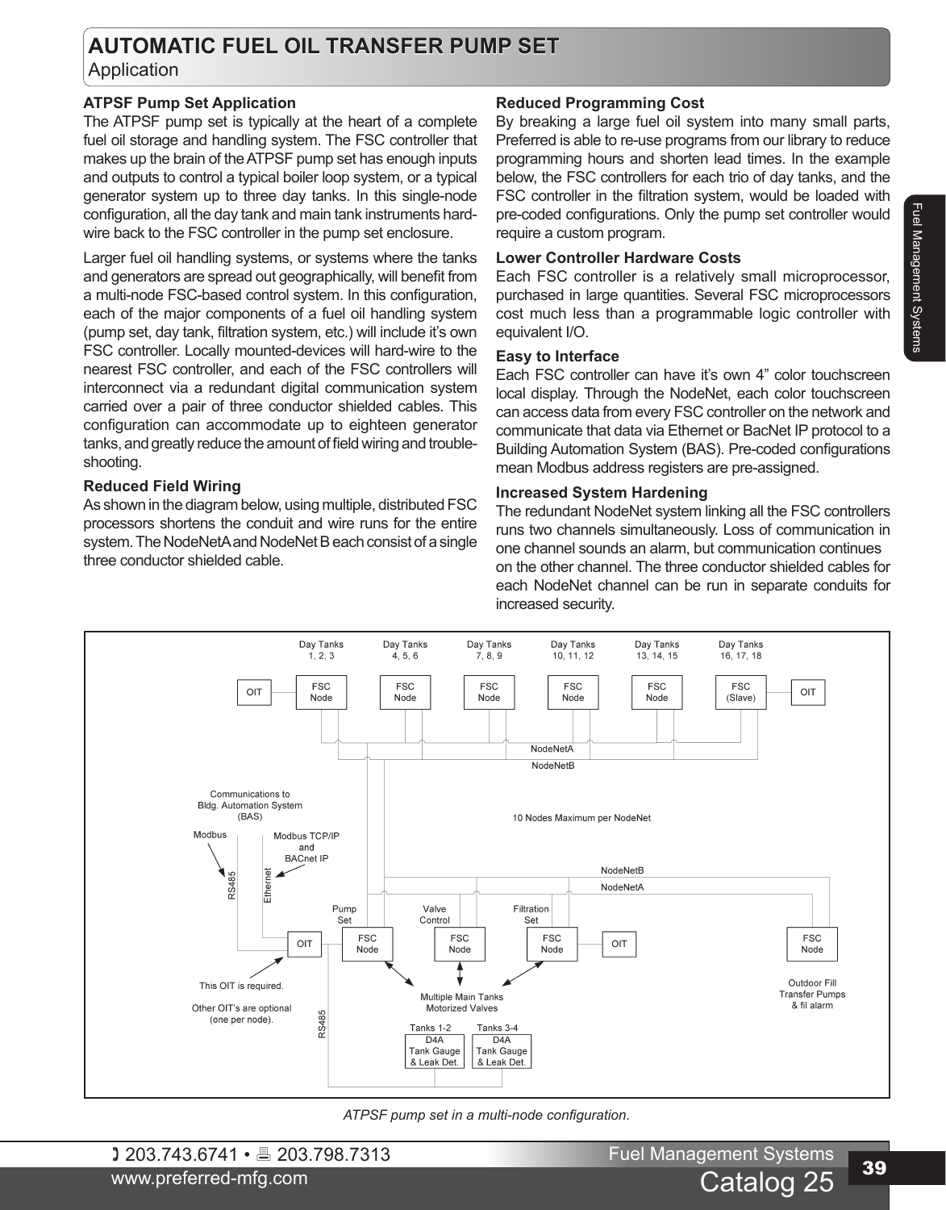# AUTOMATIC FUEL OIL TRANSFER PUMP SET

Application

### ATPSF Pump Set Application

The ATPSF pump set is typically at the heart of a complete fuel oil storage and handling system. The FSC controller that makes up the brain of the ATPSF pump set has enough inputs and outputs to control a typical boiler loop system, or a typical generator system up to three day tanks. In this single-node configuration, all the day tank and main tank instruments hard-wire back to the FSC controller in the pump set enclosure.

Larger fuel oil handling systems, or systems where the tanks and generators are spread out geographically, will benefit from a multi-node FSC-based control system. In this configuration, each of the major components of a fuel oil handling system (pump set, day tank, filtration system, etc.) will include it's own FSC controller. Locally mounted-devices will hard-wire to the nearest FSC controller, and each of the FSC controllers will interconnect via a redundant digital communication system carried over a pair of three conductor shielded cables. This configuration can accommodate up to eighteen generator tanks, and greatly reduce the amount of field wiring and trouble-shooting.

### Reduced Field Wiring

As shown in the diagram below, using multiple, distributed FSC processors shortens the conduit and wire runs for the entire system. The NodeNetA and NodeNet B each consist of a single three conductor shielded cable.

### Reduced Programming Cost

By breaking a large fuel oil system into many small parts, Preferred is able to re-use programs from our library to reduce programming hours and shorten lead times. In the example below, the FSC controllers for each trio of day tanks, and the FSC controller in the filtration system, would be loaded with pre-coded configurations. Only the pump set controller would require a custom program.

### Lower Controller Hardware Costs

Each FSC controller is a relatively small microprocessor, purchased in large quantities. Several FSC microprocessors cost much less than a programmable logic controller with equivalent I/O.

### Easy to Interface

Each FSC controller can have it's own 4" color touchscreen local display. Through the NodeNet, each color touchscreen can access data from every FSC controller on the network and communicate that data via Ethernet or BacNet IP protocol to a Building Automation System (BAS). Pre-coded configurations mean Modbus address registers are pre-assigned.

### Increased System Hardening

The redundant NodeNet system linking all the FSC controllers runs two channels simultaneously. Loss of communication in one channel sounds an alarm, but communication continues on the other channel. The three conductor shielded cables for each NodeNet channel can be run in separate conduits for increased security.

Day Tanks 1, 2, 3 — FSC Node; Day Tanks 4, 5, 6 — FSC Node; Day Tanks 7, 8, 9 — FSC Node; Day Tanks 10, 11, 12 — FSC Node; Day Tanks 13, 14, 15 — FSC Node; Day Tanks 16, 17, 18 — FSC (Slave); OIT; OIT

NodeNetA, NodeNetB

Communications to Bldg. Automation System (BAS): Modbus (RS485); Modbus TCP/IP and BACnet IP (Ethernet)

10 Nodes Maximum per NodeNet

Pump Set — FSC Node; Valve Control — FSC Node; Filtration Set — FSC Node; OIT; OIT; FSC Node — Outdoor Fill Transfer Pumps & fil alarm

This OIT is required. Other OIT's are optional (one per node).

Multiple Main Tanks Motorized Valves

RS485 — Tanks 1-2 D4A Tank Gauge & Leak Det.; Tanks 3-4 D4A Tank Gauge & Leak Det.

*ATPSF pump set in a multi-node configuration.*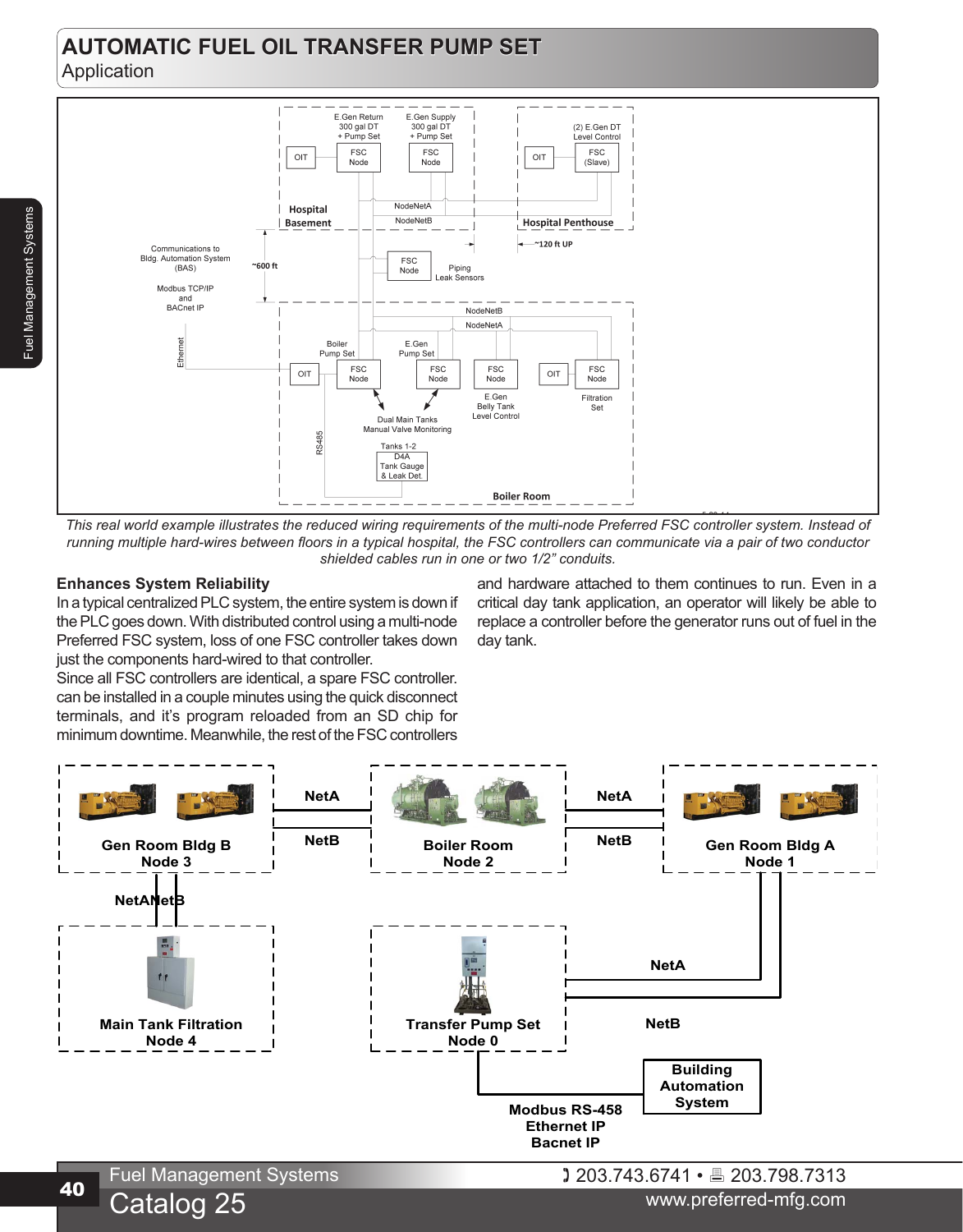# AUTOMATIC FUEL OIL TRANSFER PUMP SET

Application

E.Gen Return 300 gal DT + Pump Set

E.Gen Supply 300 gal DT + Pump Set

(2) E.Gen DT Level Control

OIT | FSC Node | FSC Node | OIT | FSC (Slave)

NodeNetA

NodeNetB

Hospital Basement

Hospital Penthouse

~120 ft UP

Communications to Bldg. Automation System (BAS)

Modbus TCP/IP and BACnet IP

~600 ft

FSC Node — Piping Leak Sensors

NodeNetB

NodeNetA

Ethernet

Boiler Pump Set

E.Gen Pump Set

OIT | FSC Node | FSC Node | FSC Node | OIT | FSC Node

E.Gen Belly Tank Level Control

Filtration Set

Dual Main Tanks Manual Valve Monitoring

RS485

Tanks 1-2 D4A Tank Gauge & Leak Det.

Boiler Room

*This real world example illustrates the reduced wiring requirements of the multi-node Preferred FSC controller system. Instead of running multiple hard-wires between floors in a typical hospital, the FSC controllers can communicate via a pair of two conductor shielded cables run in one or two 1/2" conduits.*

**Enhances System Reliability**

In a typical centralized PLC system, the entire system is down if the PLC goes down. With distributed control using a multi-node Preferred FSC system, loss of one FSC controller takes down just the components hard-wired to that controller.

Since all FSC controllers are identical, a spare FSC controller. can be installed in a couple minutes using the quick disconnect terminals, and it's program reloaded from an SD chip for minimum downtime. Meanwhile, the rest of the FSC controllers and hardware attached to them continues to run. Even in a critical day tank application, an operator will likely be able to replace a controller before the generator runs out of fuel in the day tank.

**Gen Room Bldg B Node 3** — NetA / NetB — **Boiler Room Node 2** — NetA / NetB — **Gen Room Bldg A Node 1**

**NetANetB**

**Main Tank Filtration Node 4**

**Transfer Pump Set Node 0** — NetA / NetB

**Building Automation System**

**Modbus RS-458 Ethernet IP Bacnet IP**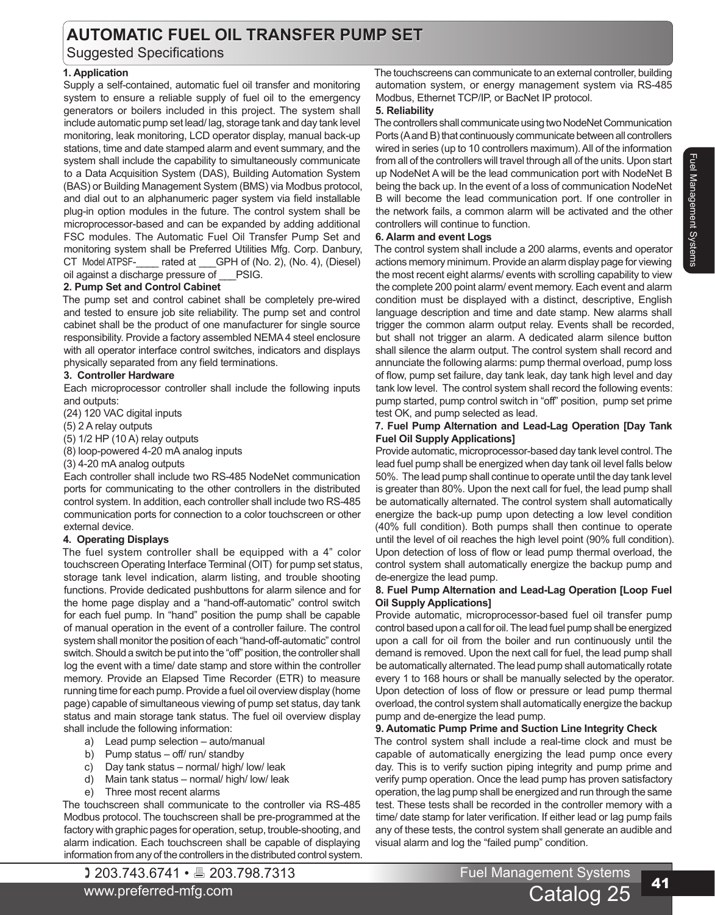# AUTOMATIC FUEL OIL TRANSFER PUMP SET

Suggested Specifications

**1. Application**

Supply a self-contained, automatic fuel oil transfer and monitoring system to ensure a reliable supply of fuel oil to the emergency generators or boilers included in this project. The system shall include automatic pump set lead/ lag, storage tank and day tank level monitoring, leak monitoring, LCD operator display, manual back-up stations, time and date stamped alarm and event summary, and the system shall include the capability to simultaneously communicate to a Data Acquisition System (DAS), Building Automation System (BAS) or Building Management System (BMS) via Modbus protocol, and dial out to an alphanumeric pager system via field installable plug-in option modules in the future. The control system shall be microprocessor-based and can be expanded by adding additional FSC modules. The Automatic Fuel Oil Transfer Pump Set and monitoring system shall be Preferred Utilities Mfg. Corp. Danbury, CT Model ATPSF-____ rated at ___GPH of (No. 2), (No. 4), (Diesel) oil against a discharge pressure of ___PSIG.

**2. Pump Set and Control Cabinet**

The pump set and control cabinet shall be completely pre-wired and tested to ensure job site reliability. The pump set and control cabinet shall be the product of one manufacturer for single source responsibility. Provide a factory assembled NEMA 4 steel enclosure with all operator interface control switches, indicators and displays physically separated from any field terminations.

**3. Controller Hardware**

Each microprocessor controller shall include the following inputs and outputs:

(24) 120 VAC digital inputs
(5) 2 A relay outputs
(5) 1/2 HP (10 A) relay outputs
(8) loop-powered 4-20 mA analog inputs
(3) 4-20 mA analog outputs

Each controller shall include two RS-485 NodeNet communication ports for communicating to the other controllers in the distributed control system. In addition, each controller shall include two RS-485 communication ports for connection to a color touchscreen or other external device.

**4. Operating Displays**

The fuel system controller shall be equipped with a 4” color touchscreen Operating Interface Terminal (OIT) for pump set status, storage tank level indication, alarm listing, and trouble shooting functions. Provide dedicated pushbuttons for alarm silence and for the home page display and a “hand-off-automatic” control switch for each fuel pump. In “hand” position the pump shall be capable of manual operation in the event of a controller failure. The control system shall monitor the position of each “hand-off-automatic” control switch. Should a switch be put into the “off” position, the controller shall log the event with a time/ date stamp and store within the controller memory. Provide an Elapsed Time Recorder (ETR) to measure running time for each pump. Provide a fuel oil overview display (home page) capable of simultaneous viewing of pump set status, day tank status and main storage tank status. The fuel oil overview display shall include the following information:

a) Lead pump selection – auto/manual
b) Pump status – off/ run/ standby
c) Day tank status – normal/ high/ low/ leak
d) Main tank status – normal/ high/ low/ leak
e) Three most recent alarms

The touchscreen shall communicate to the controller via RS-485 Modbus protocol. The touchscreen shall be pre-programmed at the factory with graphic pages for operation, setup, trouble-shooting, and alarm indication. Each touchscreen shall be capable of displaying information from any of the controllers in the distributed control system. The touchscreens can communicate to an external controller, building automation system, or energy management system via RS-485 Modbus, Ethernet TCP/IP, or BacNet IP protocol.

**5. Reliability**

The controllers shall communicate using two NodeNet Communication Ports (A and B) that continuously communicate between all controllers wired in series (up to 10 controllers maximum). All of the information from all of the controllers will travel through all of the units. Upon start up NodeNet A will be the lead communication port with NodeNet B being the back up. In the event of a loss of communication NodeNet B will become the lead communication port. If one controller in the network fails, a common alarm will be activated and the other controllers will continue to function.

**6. Alarm and event Logs**

The control system shall include a 200 alarms, events and operator actions memory minimum. Provide an alarm display page for viewing the most recent eight alarms/ events with scrolling capability to view the complete 200 point alarm/ event memory. Each event and alarm condition must be displayed with a distinct, descriptive, English language description and time and date stamp. New alarms shall trigger the common alarm output relay. Events shall be recorded, but shall not trigger an alarm. A dedicated alarm silence button shall silence the alarm output. The control system shall record and annunciate the following alarms: pump thermal overload, pump loss of flow, pump set failure, day tank leak, day tank high level and day tank low level. The control system shall record the following events: pump started, pump control switch in “off” position, pump set prime test OK, and pump selected as lead.

**7. Fuel Pump Alternation and Lead-Lag Operation [Day Tank Fuel Oil Supply Applications]**

Provide automatic, microprocessor-based day tank level control. The lead fuel pump shall be energized when day tank oil level falls below 50%. The lead pump shall continue to operate until the day tank level is greater than 80%. Upon the next call for fuel, the lead pump shall be automatically alternated. The control system shall automatically energize the back-up pump upon detecting a low level condition (40% full condition). Both pumps shall then continue to operate until the level of oil reaches the high level point (90% full condition). Upon detection of loss of flow or lead pump thermal overload, the control system shall automatically energize the backup pump and de-energize the lead pump.

**8. Fuel Pump Alternation and Lead-Lag Operation [Loop Fuel Oil Supply Applications]**

Provide automatic, microprocessor-based fuel oil transfer pump control based upon a call for oil. The lead fuel pump shall be energized upon a call for oil from the boiler and run continuously until the demand is removed. Upon the next call for fuel, the lead pump shall be automatically alternated. The lead pump shall automatically rotate every 1 to 168 hours or shall be manually selected by the operator. Upon detection of loss of flow or pressure or lead pump thermal overload, the control system shall automatically energize the backup pump and de-energize the lead pump.

**9. Automatic Pump Prime and Suction Line Integrity Check**

The control system shall include a real-time clock and must be capable of automatically energizing the lead pump once every day. This is to verify suction piping integrity and pump prime and verify pump operation. Once the lead pump has proven satisfactory operation, the lag pump shall be energized and run through the same test. These tests shall be recorded in the controller memory with a time/ date stamp for later verification. If either lead or lag pump fails any of these tests, the control system shall generate an audible and visual alarm and log the “failed pump” condition.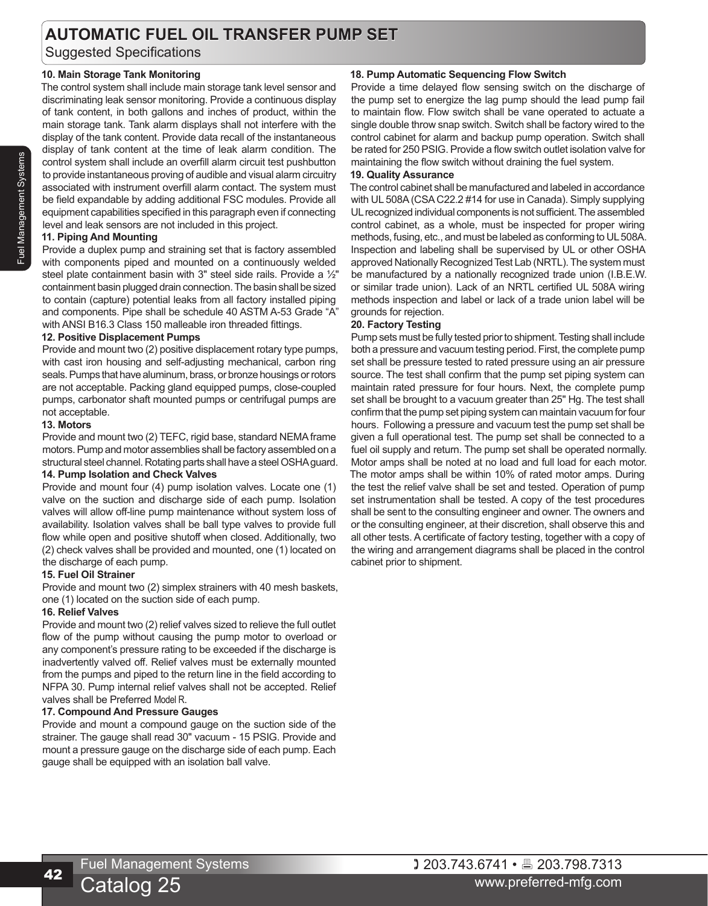# AUTOMATIC FUEL OIL TRANSFER PUMP SET

Suggested Specifications

**10. Main Storage Tank Monitoring**

The control system shall include main storage tank level sensor and discriminating leak sensor monitoring. Provide a continuous display of tank content, in both gallons and inches of product, within the main storage tank. Tank alarm displays shall not interfere with the display of the tank content. Provide data recall of the instantaneous display of tank content at the time of leak alarm condition. The control system shall include an overfill alarm circuit test pushbutton to provide instantaneous proving of audible and visual alarm circuitry associated with instrument overfill alarm contact. The system must be field expandable by adding additional FSC modules. Provide all equipment capabilities specified in this paragraph even if connecting level and leak sensors are not included in this project.

**11. Piping And Mounting**

Provide a duplex pump and straining set that is factory assembled with components piped and mounted on a continuously welded steel plate containment basin with 3" steel side rails. Provide a ½" containment basin plugged drain connection. The basin shall be sized to contain (capture) potential leaks from all factory installed piping and components. Pipe shall be schedule 40 ASTM A-53 Grade “A” with ANSI B16.3 Class 150 malleable iron threaded fittings.

**12. Positive Displacement Pumps**

Provide and mount two (2) positive displacement rotary type pumps, with cast iron housing and self-adjusting mechanical, carbon ring seals. Pumps that have aluminum, brass, or bronze housings or rotors are not acceptable. Packing gland equipped pumps, close-coupled pumps, carbonator shaft mounted pumps or centrifugal pumps are not acceptable.

**13. Motors**

Provide and mount two (2) TEFC, rigid base, standard NEMA frame motors. Pump and motor assemblies shall be factory assembled on a structural steel channel. Rotating parts shall have a steel OSHA guard.

**14. Pump Isolation and Check Valves**

Provide and mount four (4) pump isolation valves. Locate one (1) valve on the suction and discharge side of each pump. Isolation valves will allow off-line pump maintenance without system loss of availability. Isolation valves shall be ball type valves to provide full flow while open and positive shutoff when closed. Additionally, two (2) check valves shall be provided and mounted, one (1) located on the discharge of each pump.

**15. Fuel Oil Strainer**

Provide and mount two (2) simplex strainers with 40 mesh baskets, one (1) located on the suction side of each pump.

**16. Relief Valves**

Provide and mount two (2) relief valves sized to relieve the full outlet flow of the pump without causing the pump motor to overload or any component’s pressure rating to be exceeded if the discharge is inadvertently valved off. Relief valves must be externally mounted from the pumps and piped to the return line in the field according to NFPA 30. Pump internal relief valves shall not be accepted. Relief valves shall be Preferred Model R.

**17. Compound And Pressure Gauges**

Provide and mount a compound gauge on the suction side of the strainer. The gauge shall read 30" vacuum - 15 PSIG. Provide and mount a pressure gauge on the discharge side of each pump. Each gauge shall be equipped with an isolation ball valve.

**18. Pump Automatic Sequencing Flow Switch**

Provide a time delayed flow sensing switch on the discharge of the pump set to energize the lag pump should the lead pump fail to maintain flow. Flow switch shall be vane operated to actuate a single double throw snap switch. Switch shall be factory wired to the control cabinet for alarm and backup pump operation. Switch shall be rated for 250 PSIG. Provide a flow switch outlet isolation valve for maintaining the flow switch without draining the fuel system.

**19. Quality Assurance**

The control cabinet shall be manufactured and labeled in accordance with UL 508A (CSA C22.2 #14 for use in Canada). Simply supplying UL recognized individual components is not sufficient. The assembled control cabinet, as a whole, must be inspected for proper wiring methods, fusing, etc., and must be labeled as conforming to UL 508A. Inspection and labeling shall be supervised by UL or other OSHA approved Nationally Recognized Test Lab (NRTL). The system must be manufactured by a nationally recognized trade union (I.B.E.W. or similar trade union). Lack of an NRTL certified UL 508A wiring methods inspection and label or lack of a trade union label will be grounds for rejection.

**20. Factory Testing**

Pump sets must be fully tested prior to shipment. Testing shall include both a pressure and vacuum testing period. First, the complete pump set shall be pressure tested to rated pressure using an air pressure source. The test shall confirm that the pump set piping system can maintain rated pressure for four hours. Next, the complete pump set shall be brought to a vacuum greater than 25" Hg. The test shall confirm that the pump set piping system can maintain vacuum for four hours. Following a pressure and vacuum test the pump set shall be given a full operational test. The pump set shall be connected to a fuel oil supply and return. The pump set shall be operated normally. Motor amps shall be noted at no load and full load for each motor. The motor amps shall be within 10% of rated motor amps. During the test the relief valve shall be set and tested. Operation of pump set instrumentation shall be tested. A copy of the test procedures shall be sent to the consulting engineer and owner. The owners and or the consulting engineer, at their discretion, shall observe this and all other tests. A certificate of factory testing, together with a copy of the wiring and arrangement diagrams shall be placed in the control cabinet prior to shipment.